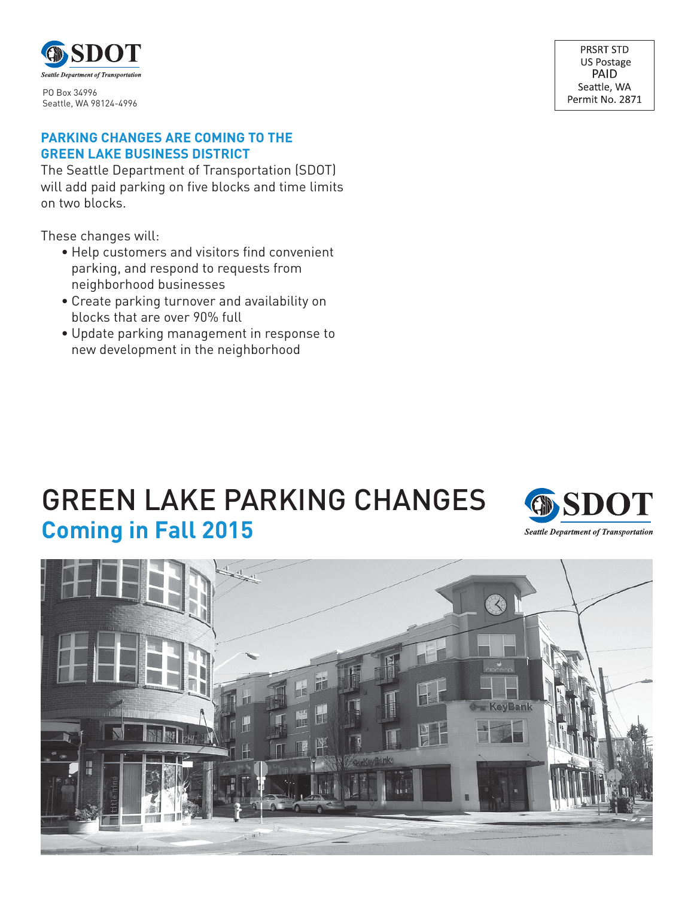SDOT
*Seattle Department of Transportation*

PO Box 34996
Seattle, WA 98124-4996

PRSRT STD
US Postage
PAID
Seattle, WA
Permit No. 2871

## PARKING CHANGES ARE COMING TO THE GREEN LAKE BUSINESS DISTRICT

The Seattle Department of Transportation (SDOT) will add paid parking on five blocks and time limits on two blocks.

These changes will:

- Help customers and visitors find convenient parking, and respond to requests from neighborhood businesses
- Create parking turnover and availability on blocks that are over 90% full
- Update parking management in response to new development in the neighborhood

# GREEN LAKE PARKING CHANGES

## Coming in Fall 2015

SDOT
*Seattle Department of Transportation*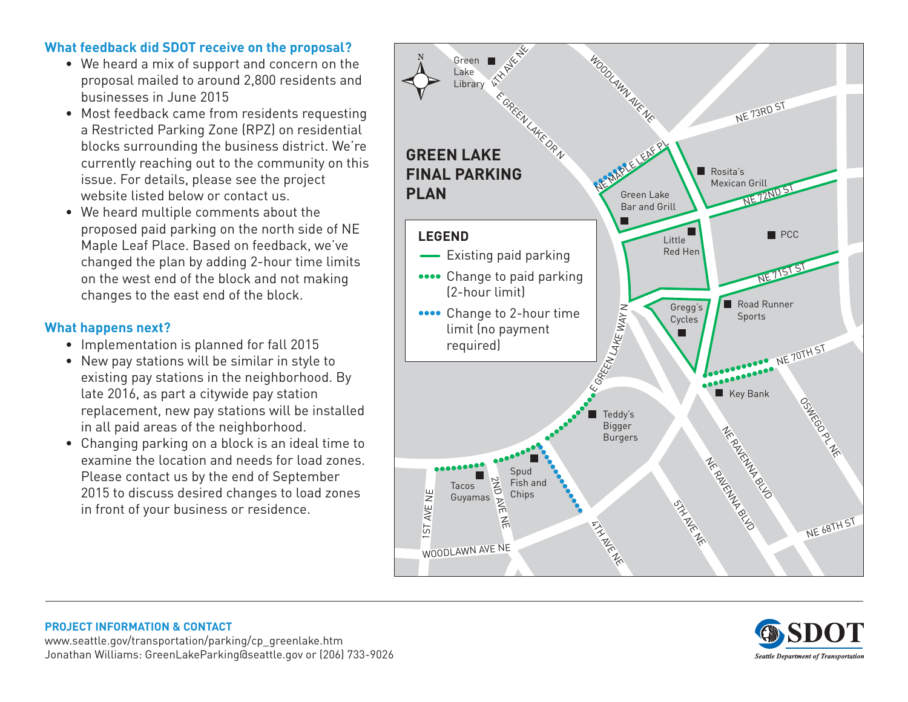### What feedback did SDOT receive on the proposal?

- We heard a mix of support and concern on the proposal mailed to around 2,800 residents and businesses in June 2015
- Most feedback came from residents requesting a Restricted Parking Zone (RPZ) on residential blocks surrounding the business district. We're currently reaching out to the community on this issue. For details, please see the project website listed below or contact us.
- We heard multiple comments about the proposed paid parking on the north side of NE Maple Leaf Place. Based on feedback, we've changed the plan by adding 2-hour time limits on the west end of the block and not making changes to the east end of the block.

### What happens next?

- Implementation is planned for fall 2015
- New pay stations will be similar in style to existing pay stations in the neighborhood. By late 2016, as part a citywide pay station replacement, new pay stations will be installed in all paid areas of the neighborhood.
- Changing parking on a block is an ideal time to examine the location and needs for load zones. Please contact us by the end of September 2015 to discuss desired changes to load zones in front of your business or residence.

## GREEN LAKE FINAL PARKING PLAN

**LEGEND**

- Existing paid parking
- Change to paid parking (2-hour limit)
- Change to 2-hour time limit (no payment required)

N

Green Lake Library
4TH AVE NE
WOODLAWN AVE NE
E GREEN LAKE DR N
NE 73RD ST
NE MAPLE LEAF PL
Rosita's Mexican Grill
Green Lake Bar and Grill
NE 72ND ST
Little Red Hen
PCC
NE 71ST ST
Gregg's Cycles
Road Runner Sports
E GREEN LAKE WAY N
NE 70TH ST
Key Bank
OSWEGO PL NE
Teddy's Bigger Burgers
NE RAVENNA BLVD
NE RAVENNA BLVD
Spud Fish and Chips
Tacos Guyamas
2ND AVE NE
1ST AVE NE
5TH AVE NE
4TH AVE NE
WOODLAWN AVE NE
NE 68TH ST

**PROJECT INFORMATION & CONTACT**

www.seattle.gov/transportation/parking/cp_greenlake.htm
Jonathan Williams: GreenLakeParking@seattle.gov or (206) 733-9026

SDOT
Seattle Department of Transportation